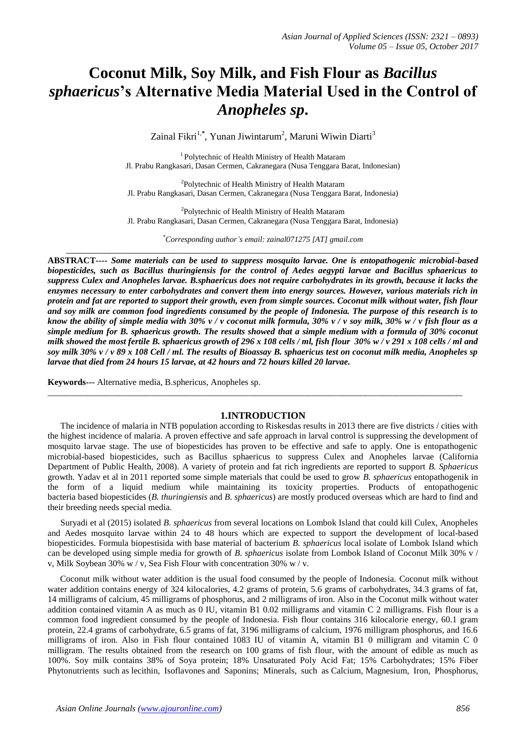# Coconut Milk, Soy Milk, and Fish Flour as *Bacillus sphaericus*'s Alternative Media Material Used in the Control of *Anopheles sp.*

Zainal Fikri[1,*], Yunan Jiwintarum[2], Maruni Wiwin Diarti[3]

[1] Polytechnic of Health Ministry of Health Mataram
Jl. Prabu Rangkasari, Dasan Cermen, Cakranegara (Nusa Tenggara Barat, Indonesian)

[2] Polytechnic of Health Ministry of Health Mataram
Jl. Prabu Rangkasari, Dasan Cermen, Cakranegara (Nusa Tenggara Barat, Indonesia)

[2] Polytechnic of Health Ministry of Health Mataram
Jl. Prabu Rangkasari, Dasan Cermen, Cakranegara (Nusa Tenggara Barat, Indonesia)

[*] *Corresponding author's email: zainal071275 [AT] gmail.com*

---

**ABSTRACT----** ***Some materials can be used to suppress mosquito larvae. One is entopathogenic microbial-based biopesticides, such as Bacillus thuringiensis for the control of Aedes aegypti larvae and Bacillus sphaericus to suppress Culex and Anopheles larvae. B.sphaericus does not require carbohydrates in its growth, because it lacks the enzymes necessary to enter carbohydrates and convert them into energy sources. However, various materials rich in protein and fat are reported to support their growth, even from simple sources. Coconut milk without water, fish flour and soy milk are common food ingredients consumed by the people of Indonesia. The purpose of this research is to know the ability of simple media with 30% v / v coconut milk formula, 30% v / v soy milk, 30% w / v fish flour as a simple medium for B. sphaericus growth. The results showed that a simple medium with a formula of 30% coconut milk showed the most fertile B. sphaericus growth of 296 x 108 cells / ml, fish flour 30% w / v 291 x 108 cells / ml and soy milk 30% v / v 89 x 108 Cell / ml. The results of Bioassay B. sphaericus test on coconut milk media, Anopheles sp larvae that died from 24 hours 15 larvae, at 42 hours and 72 hours killed 20 larvae.***

**Keywords---** Alternative media, B.sphericus, Anopheles sp.

---

## 1.INTRODUCTION

The incidence of malaria in NTB population according to Riskesdas results in 2013 there are five districts / cities with the highest incidence of malaria. A proven effective and safe approach in larval control is suppressing the development of mosquito larvae stage. The use of biopesticides has proven to be effective and safe to apply. One is entopathogenic microbial-based biopesticides, such as Bacillus sphaericus to suppress Culex and Anopheles larvae (California Department of Public Health, 2008). A variety of protein and fat rich ingredients are reported to support *B. Sphaericus* growth. Yadav et al in 2011 reported some simple materials that could be used to grow *B. sphaericus* entopathogenik in the form of a liquid medium while maintaining its toxicity properties. Products of entopathogenic bacteria based biopesticides (*B. thuringiensis* and *B. sphaericus*) are mostly produced overseas which are hard to find and their breeding needs special media.

Suryadi et al (2015) isolated *B. sphaericus* from several locations on Lombok Island that could kill Culex, Anopheles and Aedes mosquito larvae within 24 to 48 hours which are expected to support the development of local-based biopesticides. Formula biopestisida with base material of bacterium *B. sphaericus* local isolate of Lombok Island which can be developed using simple media for growth of *B. sphaericus* isolate from Lombok Island of Coconut Milk 30% v / v, Milk Soybean 30% w / v, Sea Fish Flour with concentration 30% w / v.

Coconut milk without water addition is the usual food consumed by the people of Indonesia. Coconut milk without water addition contains energy of 324 kilocalories, 4.2 grams of protein, 5.6 grams of carbohydrates, 34.3 grams of fat, 14 milligrams of calcium, 45 milligrams of phosphorus, and 2 milligrams of iron. Also in the Coconut milk without water addition contained vitamin A as much as 0 IU, vitamin B1 0.02 milligrams and vitamin C 2 milligrams. Fish flour is a common food ingredient consumed by the people of Indonesia. Fish flour contains 316 kilocalorie energy, 60.1 gram protein, 22.4 grams of carbohydrate, 6.5 grams of fat, 3196 milligrams of calcium, 1976 milligram phosphorus, and 16.6 milligrams of iron. Also in Fish flour contained 1083 IU of vitamin A, vitamin B1 0 milligram and vitamin C 0 milligram. The results obtained from the research on 100 grams of fish flour, with the amount of edible as much as 100%. Soy milk contains 38% of Soya protein; 18% Unsaturated Poly Acid Fat; 15% Carbohydrates; 15% Fiber Phytonutrients such as lecithin, Isoflavones and Saponins; Minerals, such as Calcium, Magnesium, Iron, Phosphorus,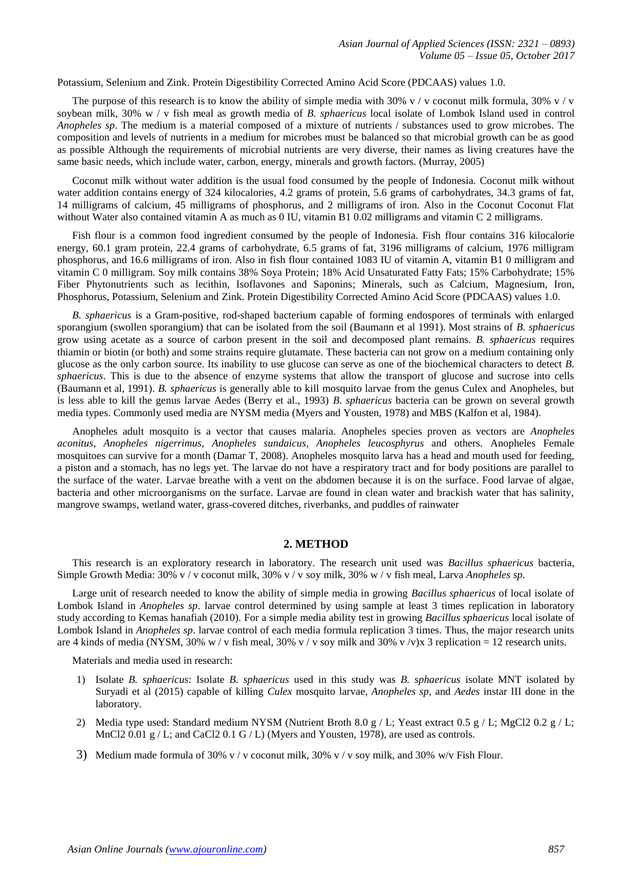Potassium, Selenium and Zink. Protein Digestibility Corrected Amino Acid Score (PDCAAS) values 1.0.

The purpose of this research is to know the ability of simple media with 30% v / v coconut milk formula, 30% v / v soybean milk, 30% w / v fish meal as growth media of *B. sphaericus* local isolate of Lombok Island used in control *Anopheles sp*. The medium is a material composed of a mixture of nutrients / substances used to grow microbes. The composition and levels of nutrients in a medium for microbes must be balanced so that microbial growth can be as good as possible Although the requirements of microbial nutrients are very diverse, their names as living creatures have the same basic needs, which include water, carbon, energy, minerals and growth factors. (Murray, 2005)

Coconut milk without water addition is the usual food consumed by the people of Indonesia. Coconut milk without water addition contains energy of 324 kilocalories, 4.2 grams of protein, 5.6 grams of carbohydrates, 34.3 grams of fat, 14 milligrams of calcium, 45 milligrams of phosphorus, and 2 milligrams of iron. Also in the Coconut Coconut Flat without Water also contained vitamin A as much as 0 IU, vitamin B1 0.02 milligrams and vitamin C 2 milligrams.

Fish flour is a common food ingredient consumed by the people of Indonesia. Fish flour contains 316 kilocalorie energy, 60.1 gram protein, 22.4 grams of carbohydrate, 6.5 grams of fat, 3196 milligrams of calcium, 1976 milligram phosphorus, and 16.6 milligrams of iron. Also in fish flour contained 1083 IU of vitamin A, vitamin B1 0 milligram and vitamin C 0 milligram. Soy milk contains 38% Soya Protein; 18% Acid Unsaturated Fatty Fats; 15% Carbohydrate; 15% Fiber Phytonutrients such as lecithin, Isoflavones and Saponins; Minerals, such as Calcium, Magnesium, Iron, Phosphorus, Potassium, Selenium and Zink. Protein Digestibility Corrected Amino Acid Score (PDCAAS) values 1.0.

*B. sphaericus* is a Gram-positive, rod-shaped bacterium capable of forming endospores of terminals with enlarged sporangium (swollen sporangium) that can be isolated from the soil (Baumann et al 1991). Most strains of *B. sphaericus* grow using acetate as a source of carbon present in the soil and decomposed plant remains. *B. sphaericus* requires thiamin or biotin (or both) and some strains require glutamate. These bacteria can not grow on a medium containing only glucose as the only carbon source. Its inability to use glucose can serve as one of the biochemical characters to detect *B. sphaericus*. This is due to the absence of enzyme systems that allow the transport of glucose and sucrose into cells (Baumann et al, 1991). *B. sphaericus* is generally able to kill mosquito larvae from the genus Culex and Anopheles, but is less able to kill the genus larvae Aedes (Berry et al., 1993) *B. sphaericus* bacteria can be grown on several growth media types. Commonly used media are NYSM media (Myers and Yousten, 1978) and MBS (Kalfon et al, 1984).

Anopheles adult mosquito is a vector that causes malaria. Anopheles species proven as vectors are *Anopheles aconitus*, *Anopheles nigerrimus*, *Anopheles sundaicus*, *Anopheles leucosphyrus* and others. Anopheles Female mosquitoes can survive for a month (Damar T, 2008). Anopheles mosquito larva has a head and mouth used for feeding, a piston and a stomach, has no legs yet. The larvae do not have a respiratory tract and for body positions are parallel to the surface of the water. Larvae breathe with a vent on the abdomen because it is on the surface. Food larvae of algae, bacteria and other microorganisms on the surface. Larvae are found in clean water and brackish water that has salinity, mangrove swamps, wetland water, grass-covered ditches, riverbanks, and puddles of rainwater

## 2. METHOD

This research is an exploratory research in laboratory. The research unit used was *Bacillus sphaericus* bacteria, Simple Growth Media: 30% v / v coconut milk, 30% v / v soy milk, 30% w / v fish meal, Larva *Anopheles sp.*

Large unit of research needed to know the ability of simple media in growing *Bacillus sphaericus* of local isolate of Lombok Island in *Anopheles sp*. larvae control determined by using sample at least 3 times replication in laboratory study according to Kemas hanafiah (2010). For a simple media ability test in growing *Bacillus sphaericus* local isolate of Lombok Island in *Anopheles sp*. larvae control of each media formula replication 3 times. Thus, the major research units are 4 kinds of media (NYSM, 30% w / v fish meal, 30% v / v soy milk and 30% v /v)x 3 replication = 12 research units.

Materials and media used in research:

1) Isolate *B. sphaericus*: Isolate *B. sphaericus* used in this study was *B. sphaericus* isolate MNT isolated by Suryadi et al (2015) capable of killing *Culex* mosquito larvae, *Anopheles sp*, and *Aedes* instar III done in the laboratory.
2) Media type used: Standard medium NYSM (Nutrient Broth 8.0 g / L; Yeast extract 0.5 g / L; $MgCl_2$ 0.2 g / L; $MnCl_2$ 0.01 g / L; and $CaCl_2$ 0.1 G / L) (Myers and Yousten, 1978), are used as controls.
3) Medium made formula of 30% v / v coconut milk, 30% v / v soy milk, and 30% w/v Fish Flour.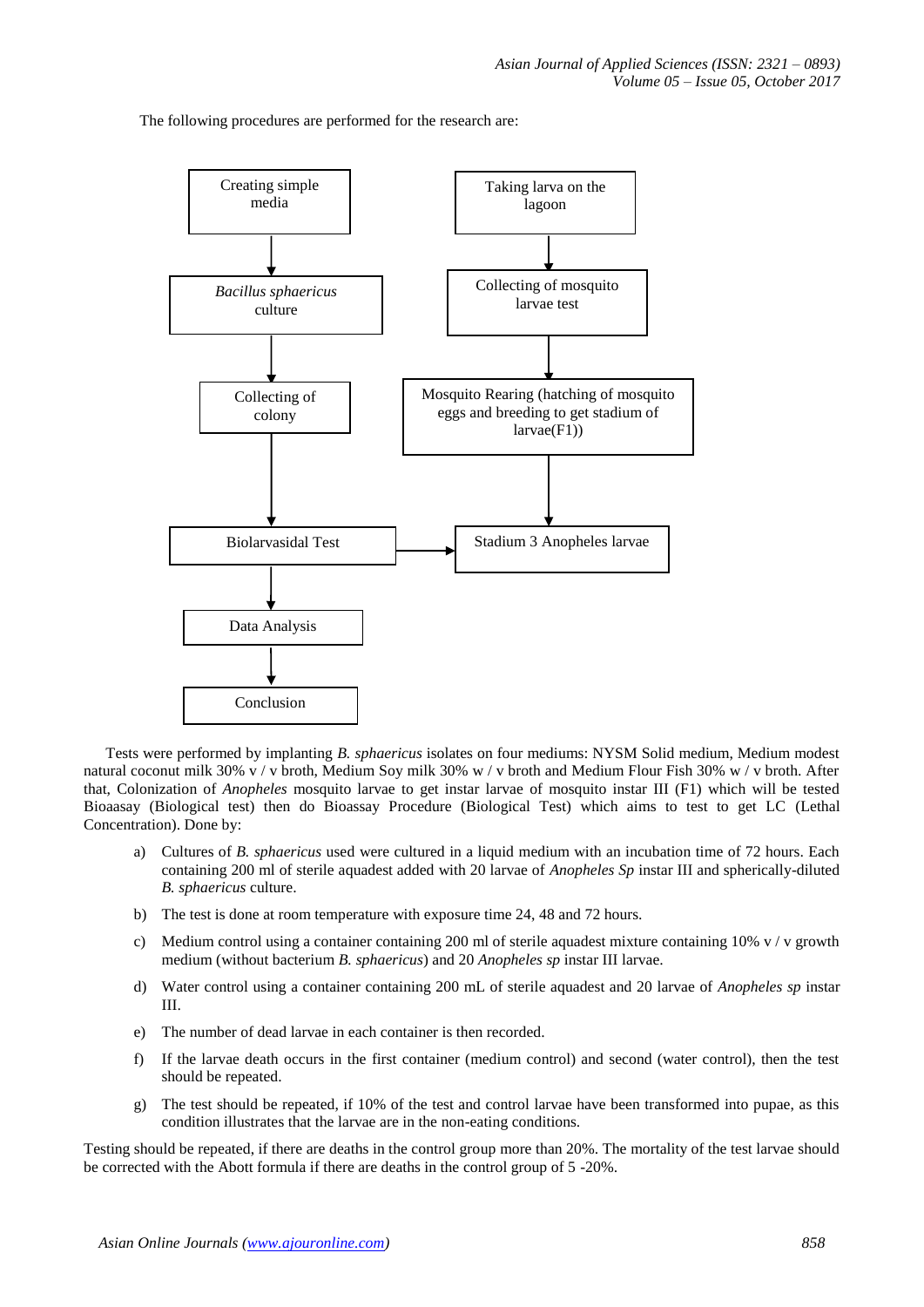The following procedures are performed for the research are:

```
Creating simple media          Taking larva on the lagoon
        ↓                              ↓
Bacillus sphaericus culture    Collecting of mosquito larvae test
        ↓                              ↓
Collecting of colony           Mosquito Rearing (hatching of mosquito
        ↓                      eggs and breeding to get stadium of
        ↓                      larvae(F1))
        ↓                              ↓
Biolarvasidal Test      →      Stadium 3 Anopheles larvae
        ↓
Data Analysis
        ↓
Conclusion
```

Tests were performed by implanting *B. sphaericus* isolates on four mediums: NYSM Solid medium, Medium modest natural coconut milk 30% v / v broth, Medium Soy milk 30% w / v broth and Medium Flour Fish 30% w / v broth. After that, Colonization of *Anopheles* mosquito larvae to get instar larvae of mosquito instar III (F1) which will be tested Bioaasay (Biological test) then do Bioassay Procedure (Biological Test) which aims to test to get LC (Lethal Concentration). Done by:

a) Cultures of *B. sphaericus* used were cultured in a liquid medium with an incubation time of 72 hours. Each containing 200 ml of sterile aquadest added with 20 larvae of *Anopheles Sp* instar III and spherically-diluted *B. sphaericus* culture.

b) The test is done at room temperature with exposure time 24, 48 and 72 hours.

c) Medium control using a container containing 200 ml of sterile aquadest mixture containing 10% v / v growth medium (without bacterium *B. sphaericus*) and 20 *Anopheles sp* instar III larvae.

d) Water control using a container containing 200 mL of sterile aquadest and 20 larvae of *Anopheles sp* instar III.

e) The number of dead larvae in each container is then recorded.

f) If the larvae death occurs in the first container (medium control) and second (water control), then the test should be repeated.

g) The test should be repeated, if 10% of the test and control larvae have been transformed into pupae, as this condition illustrates that the larvae are in the non-eating conditions.

Testing should be repeated, if there are deaths in the control group more than 20%. The mortality of the test larvae should be corrected with the Abott formula if there are deaths in the control group of 5 -20%.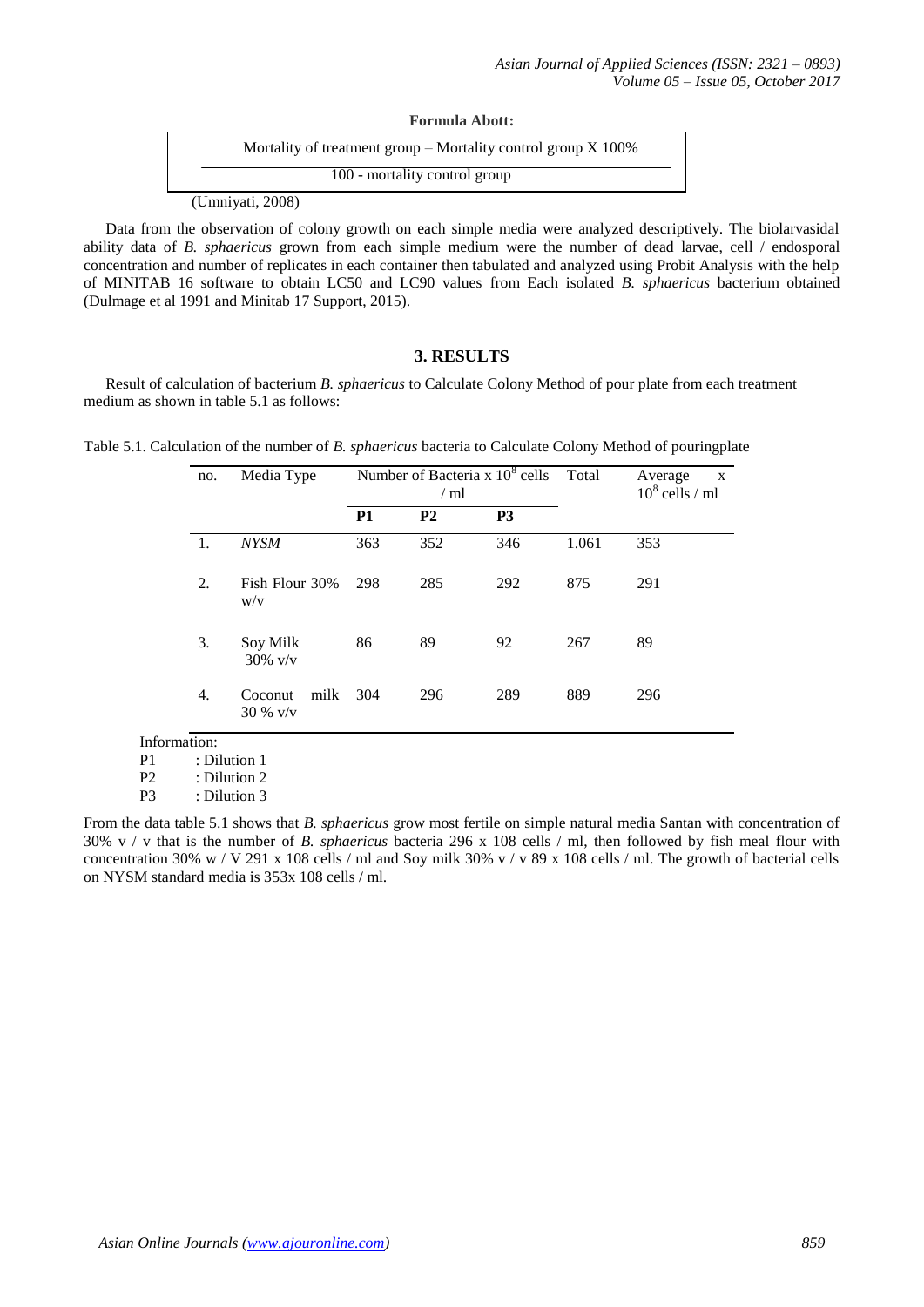**Formula Abott:**

$$\frac{\text{Mortality of treatment group} - \text{Mortality control group} \times 100\%}{100 - \text{mortality control group}}$$

(Umniyati, 2008)

Data from the observation of colony growth on each simple media were analyzed descriptively. The biolarvasidal ability data of *B. sphaericus* grown from each simple medium were the number of dead larvae, cell / endosporal concentration and number of replicates in each container then tabulated and analyzed using Probit Analysis with the help of MINITAB 16 software to obtain LC50 and LC90 values from Each isolated *B. sphaericus* bacterium obtained (Dulmage et al 1991 and Minitab 17 Support, 2015).

## 3. RESULTS

Result of calculation of bacterium *B. sphaericus* to Calculate Colony Method of pour plate from each treatment medium as shown in table 5.1 as follows:

Table 5.1. Calculation of the number of *B. sphaericus* bacteria to Calculate Colony Method of pouringplate

| no. | Media Type | Number of Bacteria x $10^8$ cells / ml | | | Total | Average x $10^8$ cells / ml |
|---|---|---|---|---|---|---|
| | | **P1** | **P2** | **P3** | | |
| 1. | *NYSM* | 363 | 352 | 346 | 1.061 | 353 |
| 2. | Fish Flour 30% w/v | 298 | 285 | 292 | 875 | 291 |
| 3. | Soy Milk 30% v/v | 86 | 89 | 92 | 267 | 89 |
| 4. | Coconut milk 30 % v/v | 304 | 296 | 289 | 889 | 296 |

Information:
P1 : Dilution 1
P2 : Dilution 2
P3 : Dilution 3

From the data table 5.1 shows that *B. sphaericus* grow most fertile on simple natural media Santan with concentration of 30% v / v that is the number of *B. sphaericus* bacteria 296 x 108 cells / ml, then followed by fish meal flour with concentration 30% w / V 291 x 108 cells / ml and Soy milk 30% v / v 89 x 108 cells / ml. The growth of bacterial cells on NYSM standard media is 353x 108 cells / ml.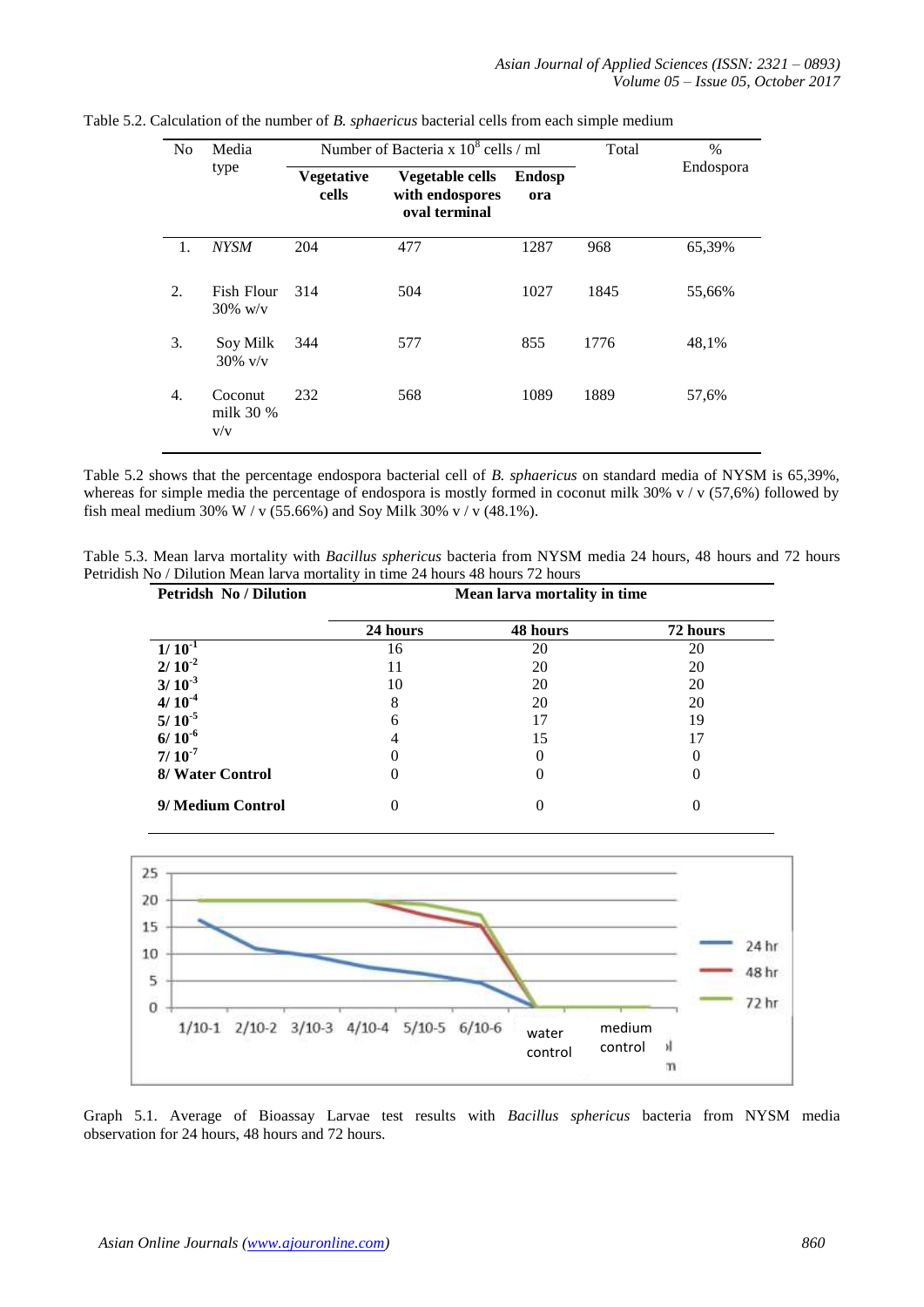Table 5.2. Calculation of the number of *B. sphaericus* bacterial cells from each simple medium

| No | Media type | Number of Bacteria x $10^8$ cells / ml | | | Total | % Endospora |
|---|---|---|---|---|---|---|
| | | **Vegetative cells** | **Vegetable cells with endospores oval terminal** | **Endospora** | | |
| 1. | *NYSM* | 204 | 477 | 1287 | 968 | 65,39% |
| 2. | Fish Flour 30% w/v | 314 | 504 | 1027 | 1845 | 55,66% |
| 3. | Soy Milk 30% v/v | 344 | 577 | 855 | 1776 | 48,1% |
| 4. | Coconut milk 30 % v/v | 232 | 568 | 1089 | 1889 | 57,6% |

Table 5.2 shows that the percentage endospora bacterial cell of *B. sphaericus* on standard media of NYSM is 65,39%, whereas for simple media the percentage of endospora is mostly formed in coconut milk 30% v / v (57,6%) followed by fish meal medium 30% W / v (55.66%) and Soy Milk 30% v / v (48.1%).

Table 5.3. Mean larva mortality with *Bacillus sphericus* bacteria from NYSM media 24 hours, 48 hours and 72 hours Petridish No / Dilution Mean larva mortality in time 24 hours 48 hours 72 hours

| Petridsh No / Dilution | Mean larva mortality in time | | |
|---|---|---|---|
| | **24 hours** | **48 hours** | **72 hours** |
| **1/ $10^{-1}$** | 16 | 20 | 20 |
| **2/ $10^{-2}$** | 11 | 20 | 20 |
| **3/ $10^{-3}$** | 10 | 20 | 20 |
| **4/ $10^{-4}$** | 8 | 20 | 20 |
| **5/ $10^{-5}$** | 6 | 17 | 19 |
| **6/ $10^{-6}$** | 4 | 15 | 17 |
| **7/ $10^{-7}$** | 0 | 0 | 0 |
| **8/ Water Control** | 0 | 0 | 0 |
| **9/ Medium Control** | 0 | 0 | 0 |

Graph 5.1. Average of Bioassay Larvae test results with *Bacillus spherikus* bacteria from NYSM media observation for 24 hours, 48 hours and 72 hours.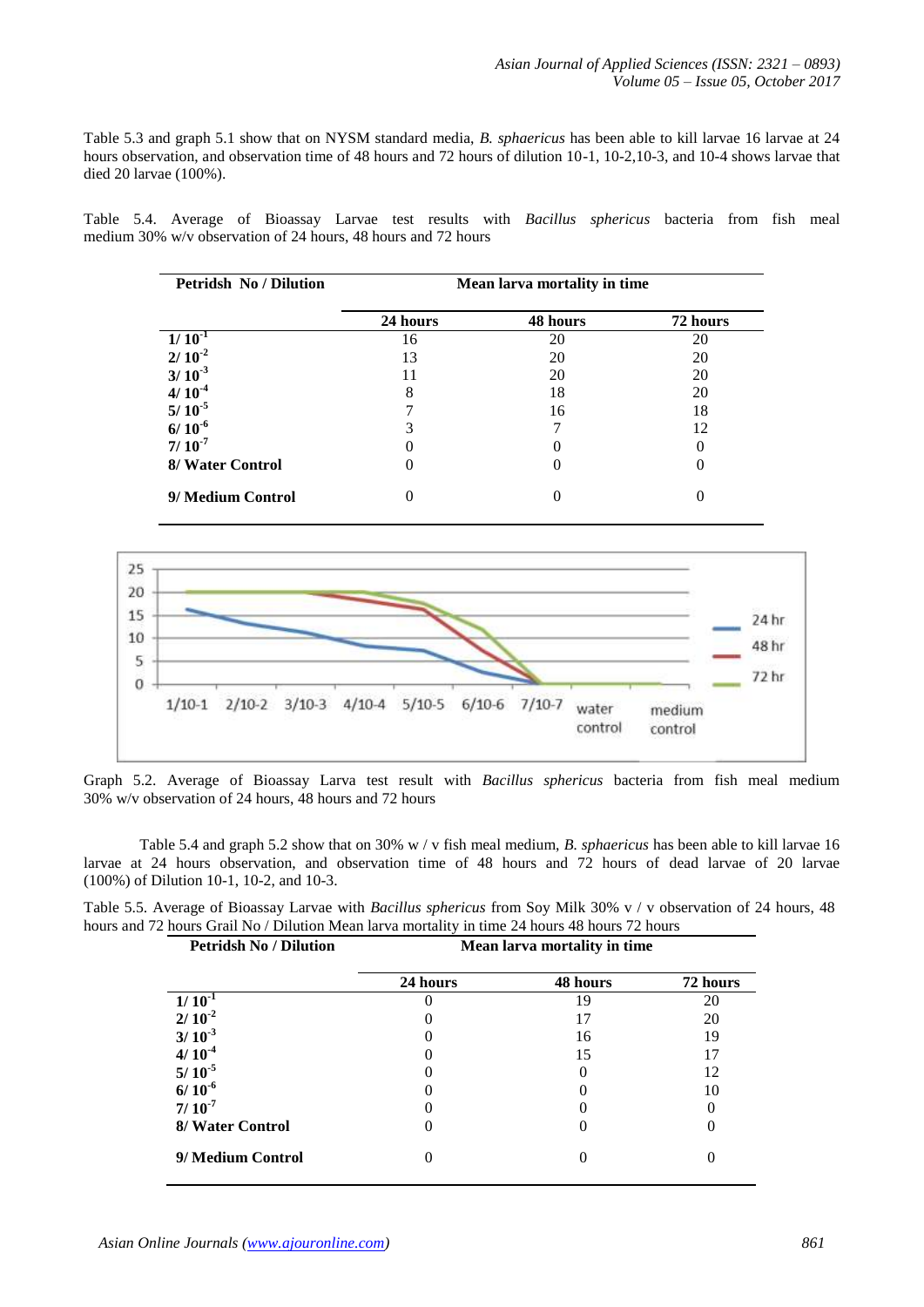Table 5.3 and graph 5.1 show that on NYSM standard media, *B. sphaericus* has been able to kill larvae 16 larvae at 24 hours observation, and observation time of 48 hours and 72 hours of dilution 10-1, 10-2,10-3, and 10-4 shows larvae that died 20 larvae (100%).

Table 5.4. Average of Bioassay Larvae test results with *Bacillus sphericus* bacteria from fish meal medium 30% w/v observation of 24 hours, 48 hours and 72 hours

| Petridsh No / Dilution | Mean larva mortality in time | | |
|---|---|---|---|
| | 24 hours | 48 hours | 72 hours |
| **1/ $10^{-1}$** | 16 | 20 | 20 |
| **2/ $10^{-2}$** | 13 | 20 | 20 |
| **3/ $10^{-3}$** | 11 | 20 | 20 |
| **4/ $10^{-4}$** | 8 | 18 | 20 |
| **5/ $10^{-5}$** | 7 | 16 | 18 |
| **6/ $10^{-6}$** | 3 | 7 | 12 |
| **7/ $10^{-7}$** | 0 | 0 | 0 |
| **8/ Water Control** | 0 | 0 | 0 |
| **9/ Medium Control** | 0 | 0 | 0 |

Graph 5.2. Average of Bioassay Larva test result with *Bacillus sphericus* bacteria from fish meal medium 30% w/v observation of 24 hours, 48 hours and 72 hours

Table 5.4 and graph 5.2 show that on 30% w / v fish meal medium, *B. sphaericus* has been able to kill larvae 16 larvae at 24 hours observation, and observation time of 48 hours and 72 hours of dead larvae of 20 larvae (100%) of Dilution 10-1, 10-2, and 10-3.

Table 5.5. Average of Bioassay Larvae with *Bacillus sphericus* from Soy Milk 30% v / v observation of 24 hours, 48 hours and 72 hours Grail No / Dilution Mean larva mortality in time 24 hours 48 hours 72 hours

| Petridsh No / Dilution | Mean larva mortality in time | | |
|---|---|---|---|
| | 24 hours | 48 hours | 72 hours |
| **1/ $10^{-1}$** | 0 | 19 | 20 |
| **2/ $10^{-2}$** | 0 | 17 | 20 |
| **3/ $10^{-3}$** | 0 | 16 | 19 |
| **4/ $10^{-4}$** | 0 | 15 | 17 |
| **5/ $10^{-5}$** | 0 | 0 | 12 |
| **6/ $10^{-6}$** | 0 | 0 | 10 |
| **7/ $10^{-7}$** | 0 | 0 | 0 |
| **8/ Water Control** | 0 | 0 | 0 |
| **9/ Medium Control** | 0 | 0 | 0 |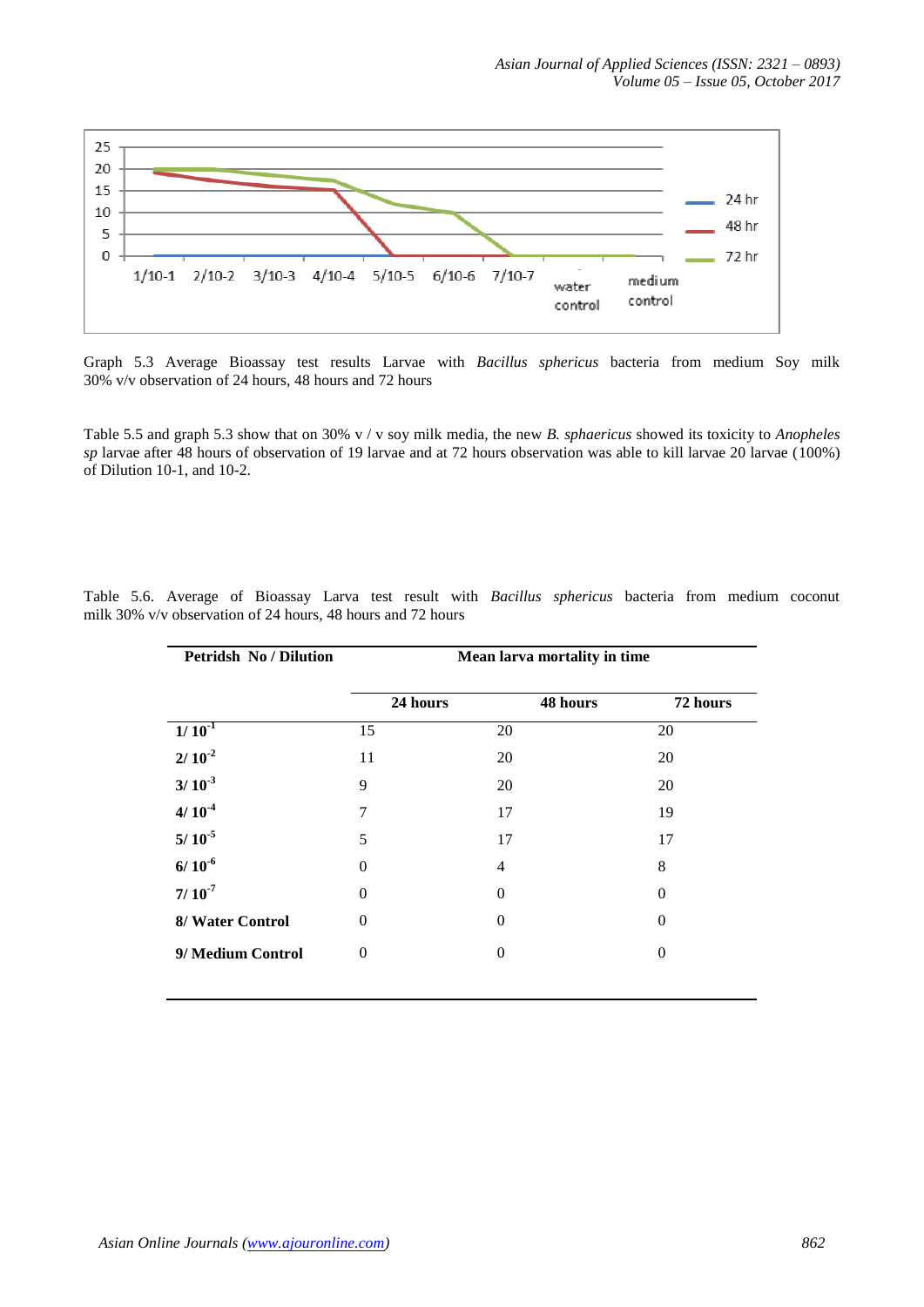Graph 5.3 Average Bioassay test results Larvae with *Bacillus sphericus* bacteria from medium Soy milk 30% v/v observation of 24 hours, 48 hours and 72 hours

Table 5.5 and graph 5.3 show that on 30% v / v soy milk media, the new *B. sphaericus* showed its toxicity to *Anopheles sp* larvae after 48 hours of observation of 19 larvae and at 72 hours observation was able to kill larvae 20 larvae (100%) of Dilution 10-1, and 10-2.

Table 5.6. Average of Bioassay Larva test result with *Bacillus sphericus* bacteria from medium coconut milk 30% v/v observation of 24 hours, 48 hours and 72 hours

| Petridsh No / Dilution | Mean larva mortality in time | | |
|---|---|---|---|
| | 24 hours | 48 hours | 72 hours |
| **1/ $10^{-1}$** | 15 | 20 | 20 |
| **2/ $10^{-2}$** | 11 | 20 | 20 |
| **3/ $10^{-3}$** | 9 | 20 | 20 |
| **4/ $10^{-4}$** | 7 | 17 | 19 |
| **5/ $10^{-5}$** | 5 | 17 | 17 |
| **6/ $10^{-6}$** | 0 | 4 | 8 |
| **7/ $10^{-7}$** | 0 | 0 | 0 |
| **8/ Water Control** | 0 | 0 | 0 |
| **9/ Medium Control** | 0 | 0 | 0 |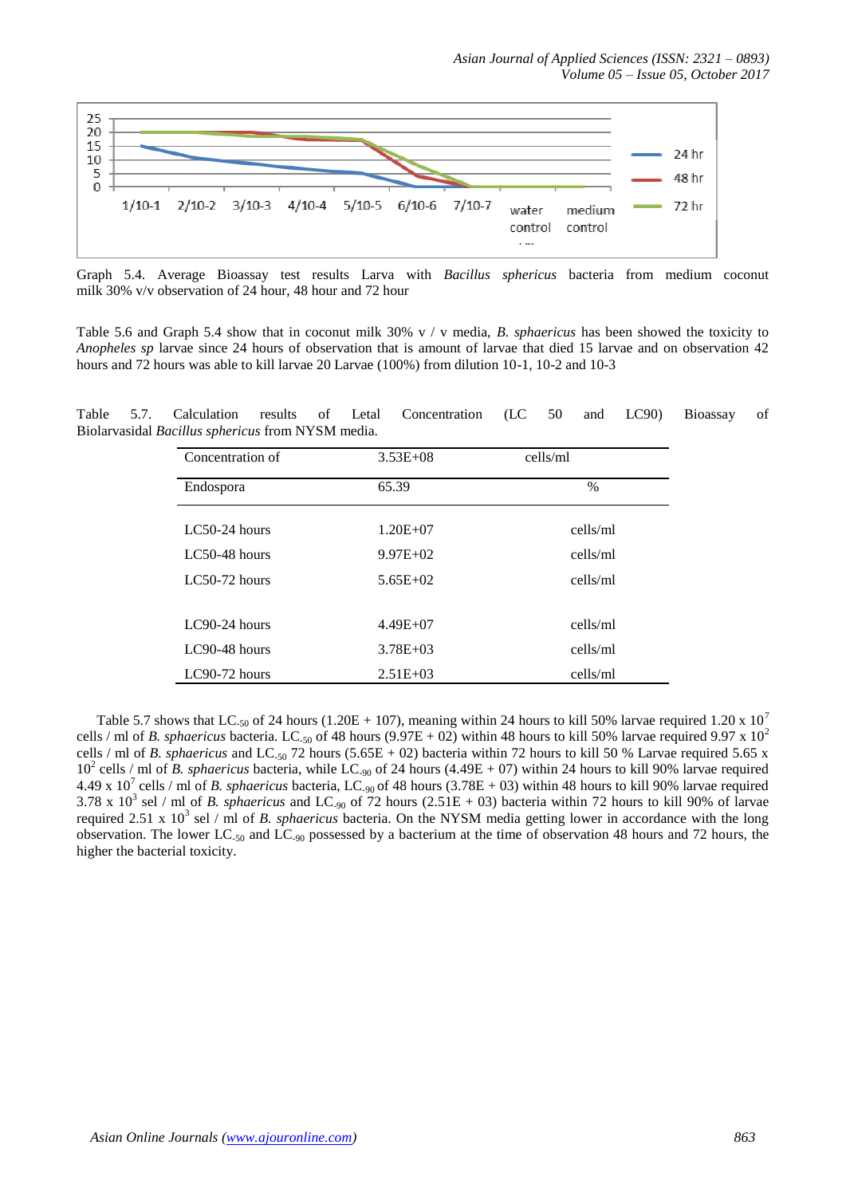Graph 5.4. Average Bioassay test results Larva with *Bacillus sphericus* bacteria from medium coconut milk 30% v/v observation of 24 hour, 48 hour and 72 hour

Table 5.6 and Graph 5.4 show that in coconut milk 30% v / v media, *B. sphaericus* has been showed the toxicity to *Anopheles sp* larvae since 24 hours of observation that is amount of larvae that died 15 larvae and on observation 42 hours and 72 hours was able to kill larvae 20 Larvae (100%) from dilution 10-1, 10-2 and 10-3

Table 5.7. Calculation results of Letal Concentration (LC 50 and LC90) Bioassay of Biolarvasidal *Bacillus sphericus* from NYSM media.

| Concentration of | 3.53E+08 | cells/ml |
|---|---|---|
| Endospora | 65.39 | % |
| LC50-24 hours | 1.20E+07 | cells/ml |
| LC50-48 hours | 9.97E+02 | cells/ml |
| LC50-72 hours | 5.65E+02 | cells/ml |
| LC90-24 hours | 4.49E+07 | cells/ml |
| LC90-48 hours | 3.78E+03 | cells/ml |
| LC90-72 hours | 2.51E+03 | cells/ml |

Table 5.7 shows that $LC_{-50}$ of 24 hours (1.20E + 107), meaning within 24 hours to kill 50% larvae required $1.20 \times 10^7$ cells / ml of *B. sphaericus* bacteria. $LC_{-50}$ of 48 hours (9.97E + 02) within 48 hours to kill 50% larvae required $9.97 \times 10^2$ cells / ml of *B. sphaericus* and $LC_{-50}$ 72 hours (5.65E + 02) bacteria within 72 hours to kill 50 % Larvae required $5.65 \times 10^2$ cells / ml of *B. sphaericus* bacteria, while $LC_{-90}$ of 24 hours (4.49E + 07) within 24 hours to kill 90% larvae required $4.49 \times 10^7$ cells / ml of *B. sphaericus* bacteria, $LC_{-90}$ of 48 hours (3.78E + 03) within 48 hours to kill 90% larvae required $3.78 \times 10^3$ sel / ml of *B. sphaericus* and $LC_{-90}$ of 72 hours (2.51E + 03) bacteria within 72 hours to kill 90% of larvae required $2.51 \times 10^3$ sel / ml of *B. sphaericus* bacteria. On the NYSM media getting lower in accordance with the long observation. The lower $LC_{-50}$ and $LC_{-90}$ possessed by a bacterium at the time of observation 48 hours and 72 hours, the higher the bacterial toxicity.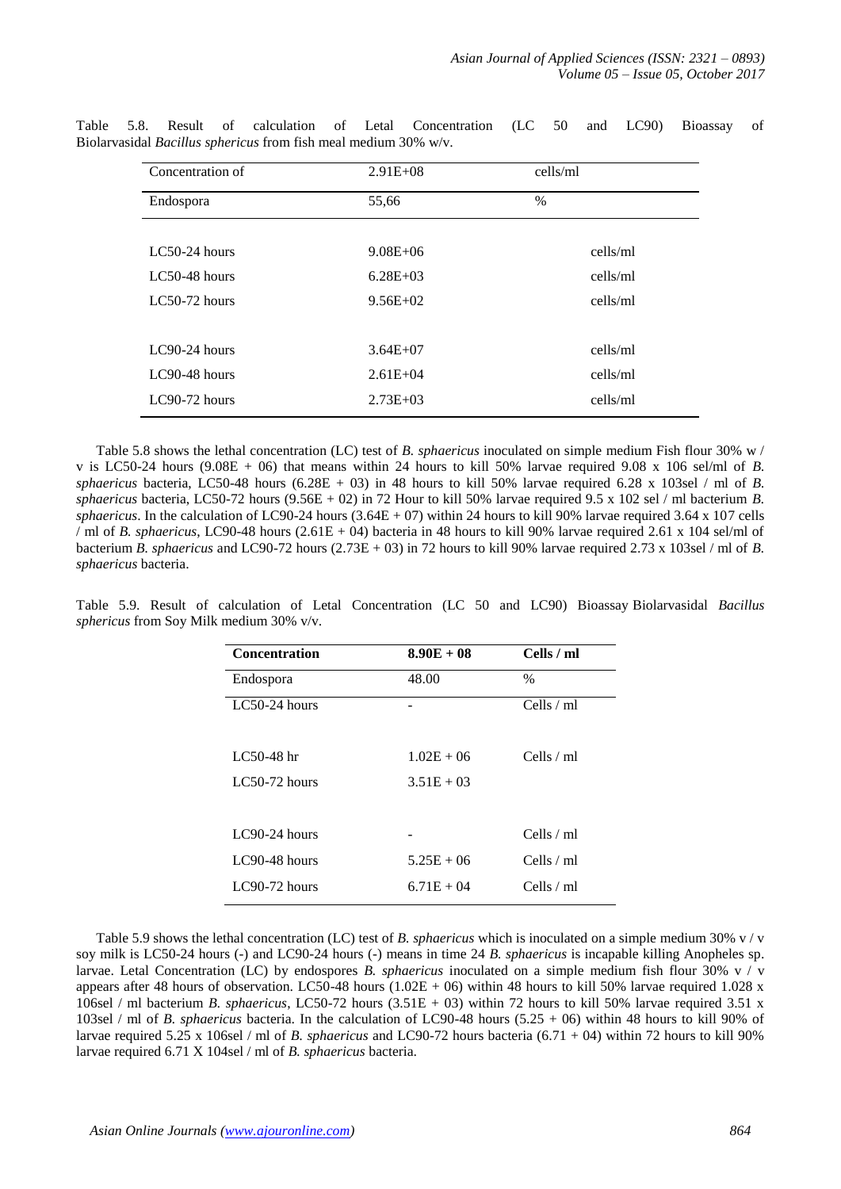Table 5.8. Result of calculation of Letal Concentration (LC 50 and LC90) Bioassay of Biolarvasidal *Bacillus spherics* from fish meal medium 30% w/v.

| Concentration of | 2.91E+08 | cells/ml |
|---|---|---|
| Endospora | 55,66 | % |
| LC50-24 hours | 9.08E+06 | cells/ml |
| LC50-48 hours | 6.28E+03 | cells/ml |
| LC50-72 hours | 9.56E+02 | cells/ml |
| LC90-24 hours | 3.64E+07 | cells/ml |
| LC90-48 hours | 2.61E+04 | cells/ml |
| LC90-72 hours | 2.73E+03 | cells/ml |

Table 5.8 shows the lethal concentration (LC) test of *B. sphaericus* inoculated on simple medium Fish flour 30% w / v is LC50-24 hours (9.08E + 06) that means within 24 hours to kill 50% larvae required 9.08 x 106 sel/ml of *B. sphaericus* bacteria, LC50-48 hours (6.28E + 03) in 48 hours to kill 50% larvae required 6.28 x 103sel / ml of *B. sphaericus* bacteria, LC50-72 hours (9.56E + 02) in 72 Hour to kill 50% larvae required 9.5 x 102 sel / ml bacterium *B. sphaericus*. In the calculation of LC90-24 hours (3.64E + 07) within 24 hours to kill 90% larvae required 3.64 x 107 cells / ml of *B. sphaericus*, LC90-48 hours (2.61E + 04) bacteria in 48 hours to kill 90% larvae required 2.61 x 104 sel/ml of bacterium *B. sphaericus* and LC90-72 hours (2.73E + 03) in 72 hours to kill 90% larvae required 2.73 x 103sel / ml of *B. sphaericus* bacteria.

Table 5.9. Result of calculation of Letal Concentration (LC 50 and LC90) Bioassay Biolarvasidal *Bacillus spherics* from Soy Milk medium 30% v/v.

| **Concentration** | **8.90E + 08** | **Cells / ml** |
|---|---|---|
| Endospora | 48.00 | % |
| LC50-24 hours | - | Cells / ml |
| LC50-48 hr | 1.02E + 06 | Cells / ml |
| LC50-72 hours | 3.51E + 03 | |
| LC90-24 hours | - | Cells / ml |
| LC90-48 hours | 5.25E + 06 | Cells / ml |
| LC90-72 hours | 6.71E + 04 | Cells / ml |

Table 5.9 shows the lethal concentration (LC) test of *B. sphaericus* which is inoculated on a simple medium 30% v / v soy milk is LC50-24 hours (-) and LC90-24 hours (-) means in time 24 *B. sphaericus* is incapable killing Anopheles sp. larvae. Letal Concentration (LC) by endospores *B. sphaericus* inoculated on a simple medium fish flour 30% v / v appears after 48 hours of observation. LC50-48 hours (1.02E + 06) within 48 hours to kill 50% larvae required 1.028 x 106sel / ml bacterium *B. sphaericus*, LC50-72 hours (3.51E + 03) within 72 hours to kill 50% larvae required 3.51 x 103sel / ml of *B. sphaericus* bacteria. In the calculation of LC90-48 hours (5.25 + 06) within 48 hours to kill 90% of larvae required 5.25 x 106sel / ml of *B. sphaericus* and LC90-72 hours bacteria (6.71 + 04) within 72 hours to kill 90% larvae required 6.71 X 104sel / ml of *B. sphaericus* bacteria.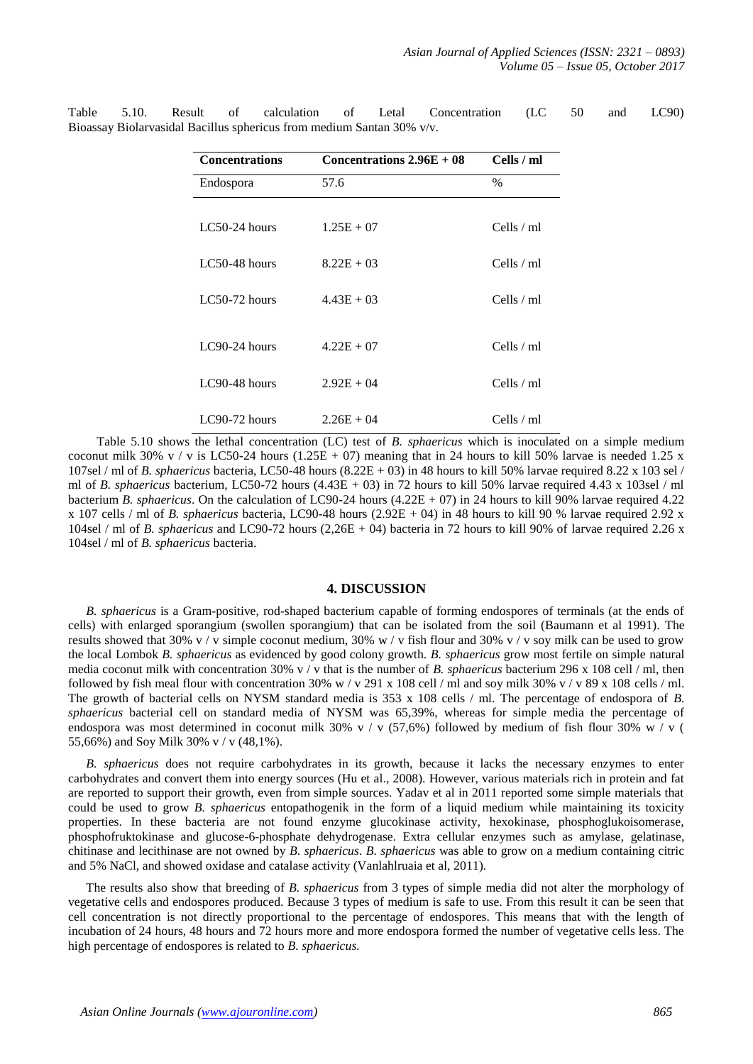Table 5.10. Result of calculation of Letal Concentration (LC 50 and LC90) Bioassay Biolarvasidal Bacillus sphericus from medium Santan 30% v/v.

| Concentrations | Concentrations 2.96E + 08 | Cells / ml |
|---|---|---|
| Endospora | 57.6 | % |
| LC50-24 hours | 1.25E + 07 | Cells / ml |
| LC50-48 hours | 8.22E + 03 | Cells / ml |
| LC50-72 hours | 4.43E + 03 | Cells / ml |
| LC90-24 hours | 4.22E + 07 | Cells / ml |
| LC90-48 hours | 2.92E + 04 | Cells / ml |
| LC90-72 hours | 2.26E + 04 | Cells / ml |

Table 5.10 shows the lethal concentration (LC) test of *B. sphaericus* which is inoculated on a simple medium coconut milk 30% v / v is LC50-24 hours (1.25E + 07) meaning that in 24 hours to kill 50% larvae is needed 1.25 x 107sel / ml of *B. sphaericus* bacteria, LC50-48 hours (8.22E + 03) in 48 hours to kill 50% larvae required 8.22 x 103 sel / ml of *B. sphaericus* bacterium, LC50-72 hours (4.43E + 03) in 72 hours to kill 50% larvae required 4.43 x 103sel / ml bacterium *B. sphaericus*. On the calculation of LC90-24 hours (4.22E + 07) in 24 hours to kill 90% larvae required 4.22 x 107 cells / ml of *B. sphaericus* bacteria, LC90-48 hours (2.92E + 04) in 48 hours to kill 90 % larvae required 2.92 x 104sel / ml of *B. sphaericus* and LC90-72 hours (2,26E + 04) bacteria in 72 hours to kill 90% of larvae required 2.26 x 104sel / ml of *B. sphaericus* bacteria.

## 4. DISCUSSION

*B. sphaericus* is a Gram-positive, rod-shaped bacterium capable of forming endospores of terminals (at the ends of cells) with enlarged sporangium (swollen sporangium) that can be isolated from the soil (Baumann et al 1991). The results showed that 30% v / v simple coconut medium, 30% w / v fish flour and 30% v / v soy milk can be used to grow the local Lombok *B. sphaericus* as evidenced by good colony growth. *B. sphaericus* grow most fertile on simple natural media coconut milk with concentration 30% v / v that is the number of *B. sphaericus* bacterium 296 x 108 cell / ml, then followed by fish meal flour with concentration 30% w / v 291 x 108 cell / ml and soy milk 30% v / v 89 x 108 cells / ml. The growth of bacterial cells on NYSM standard media is 353 x 108 cells / ml. The percentage of endospora of *B. sphaericus* bacterial cell on standard media of NYSM was 65,39%, whereas for simple media the percentage of endospora was most determined in coconut milk 30% v / v (57,6%) followed by medium of fish flour 30% w / v ( 55,66%) and Soy Milk 30% v / v (48,1%).

*B. sphaericus* does not require carbohydrates in its growth, because it lacks the necessary enzymes to enter carbohydrates and convert them into energy sources (Hu et al., 2008). However, various materials rich in protein and fat are reported to support their growth, even from simple sources. Yadav et al in 2011 reported some simple materials that could be used to grow *B. sphaericus* entopathogenik in the form of a liquid medium while maintaining its toxicity properties. In these bacteria are not found enzyme glucokinase activity, hexokinase, phosphoglukoisomerase, phosphofruktokinase and glucose-6-phosphate dehydrogenase. Extra cellular enzymes such as amylase, gelatinase, chitinase and lecithinase are not owned by *B. sphaericus*. *B. sphaericus* was able to grow on a medium containing citric and 5% NaCl, and showed oxidase and catalase activity (Vanlahlruaia et al, 2011).

The results also show that breeding of *B. sphaericus* from 3 types of simple media did not alter the morphology of vegetative cells and endospores produced. Because 3 types of medium is safe to use. From this result it can be seen that cell concentration is not directly proportional to the percentage of endospores. This means that with the length of incubation of 24 hours, 48 hours and 72 hours more and more endospora formed the number of vegetative cells less. The high percentage of endospores is related to *B. sphaericus.*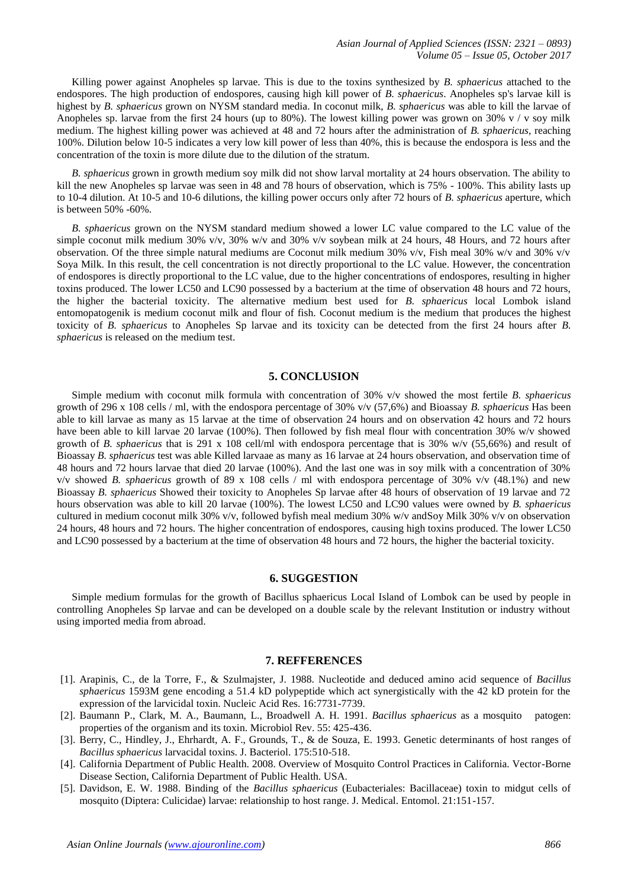Killing power against Anopheles sp larvae. This is due to the toxins synthesized by *B. sphaericus* attached to the endospores. The high production of endospores, causing high kill power of *B. sphaericus*. Anopheles sp's larvae kill is highest by *B. sphaericus* grown on NYSM standard media. In coconut milk, *B. sphaericus* was able to kill the larvae of Anopheles sp. larvae from the first 24 hours (up to 80%). The lowest killing power was grown on 30% v / v soy milk medium. The highest killing power was achieved at 48 and 72 hours after the administration of *B. sphaericus*, reaching 100%. Dilution below 10-5 indicates a very low kill power of less than 40%, this is because the endospora is less and the concentration of the toxin is more dilute due to the dilution of the stratum.

*B. sphaericus* grown in growth medium soy milk did not show larval mortality at 24 hours observation. The ability to kill the new Anopheles sp larvae was seen in 48 and 78 hours of observation, which is 75% - 100%. This ability lasts up to 10-4 dilution. At 10-5 and 10-6 dilutions, the killing power occurs only after 72 hours of *B. sphaericus* aperture, which is between 50% -60%.

*B. sphaericus* grown on the NYSM standard medium showed a lower LC value compared to the LC value of the simple coconut milk medium 30% v/v, 30% w/v and 30% v/v soybean milk at 24 hours, 48 Hours, and 72 hours after observation. Of the three simple natural mediums are Coconut milk medium 30% v/v, Fish meal 30% w/v and 30% v/v Soya Milk. In this result, the cell concentration is not directly proportional to the LC value. However, the concentration of endospores is directly proportional to the LC value, due to the higher concentrations of endospores, resulting in higher toxins produced. The lower LC50 and LC90 possessed by a bacterium at the time of observation 48 hours and 72 hours, the higher the bacterial toxicity. The alternative medium best used for *B. sphaericus* local Lombok island entomopatogenik is medium coconut milk and flour of fish. Coconut medium is the medium that produces the highest toxicity of *B. sphaericus* to Anopheles Sp larvae and its toxicity can be detected from the first 24 hours after *B. sphaericus* is released on the medium test.

## 5. CONCLUSION

Simple medium with coconut milk formula with concentration of 30% v/v showed the most fertile *B. sphaericus* growth of 296 x 108 cells / ml, with the endospora percentage of 30% v/v (57,6%) and Bioassay *B. sphaericus* Has been able to kill larvae as many as 15 larvae at the time of observation 24 hours and on observation 42 hours and 72 hours have been able to kill larvae 20 larvae (100%). Then followed by fish meal flour with concentration 30% w/v showed growth of *B. sphaericus* that is 291 x 108 cell/ml with endospora percentage that is 30% w/v (55,66%) and result of Bioassay *B. sphaericus* test was able Killed larvaae as many as 16 larvae at 24 hours observation, and observation time of 48 hours and 72 hours larvae that died 20 larvae (100%). And the last one was in soy milk with a concentration of 30% v/v showed *B. sphaericus* growth of 89 x 108 cells / ml with endospora percentage of 30% v/v (48.1%) and new Bioassay *B. sphaericus* Showed their toxicity to Anopheles Sp larvae after 48 hours of observation of 19 larvae and 72 hours observation was able to kill 20 larvae (100%). The lowest LC50 and LC90 values were owned by *B. sphaericus* cultured in medium coconut milk 30% v/v, followed byfish meal medium 30% w/v andSoy Milk 30% v/v on observation 24 hours, 48 hours and 72 hours. The higher concentration of endospores, causing high toxins produced. The lower LC50 and LC90 possessed by a bacterium at the time of observation 48 hours and 72 hours, the higher the bacterial toxicity.

## 6. SUGGESTION

Simple medium formulas for the growth of Bacillus sphaericus Local Island of Lombok can be used by people in controlling Anopheles Sp larvae and can be developed on a double scale by the relevant Institution or industry without using imported media from abroad.

## 7. REFFERENCES

[1]. Arapinis, C., de la Torre, F., & Szulmajster, J. 1988. Nucleotide and deduced amino acid sequence of *Bacillus sphaericus* 1593M gene encoding a 51.4 kD polypeptide which act synergistically with the 42 kD protein for the expression of the larvicidal toxin. Nucleic Acid Res. 16:7731-7739.

[2]. Baumann P., Clark, M. A., Baumann, L., Broadwell A. H. 1991. *Bacillus sphaericus* as a mosquito patogen: properties of the organism and its toxin. Microbiol Rev. 55: 425-436.

[3]. Berry, C., Hindley, J., Ehrhardt, A. F., Grounds, T., & de Souza, E. 1993. Genetic determinants of host ranges of *Bacillus sphaericus* larvacidal toxins. J. Bacteriol. 175:510-518.

[4]. California Department of Public Health. 2008. Overview of Mosquito Control Practices in California. Vector-Borne Disease Section, California Department of Public Health. USA.

[5]. Davidson, E. W. 1988. Binding of the *Bacillus sphaericus* (Eubacteriales: Bacillaceae) toxin to midgut cells of mosquito (Diptera: Culicidae) larvae: relationship to host range. J. Medical. Entomol. 21:151-157.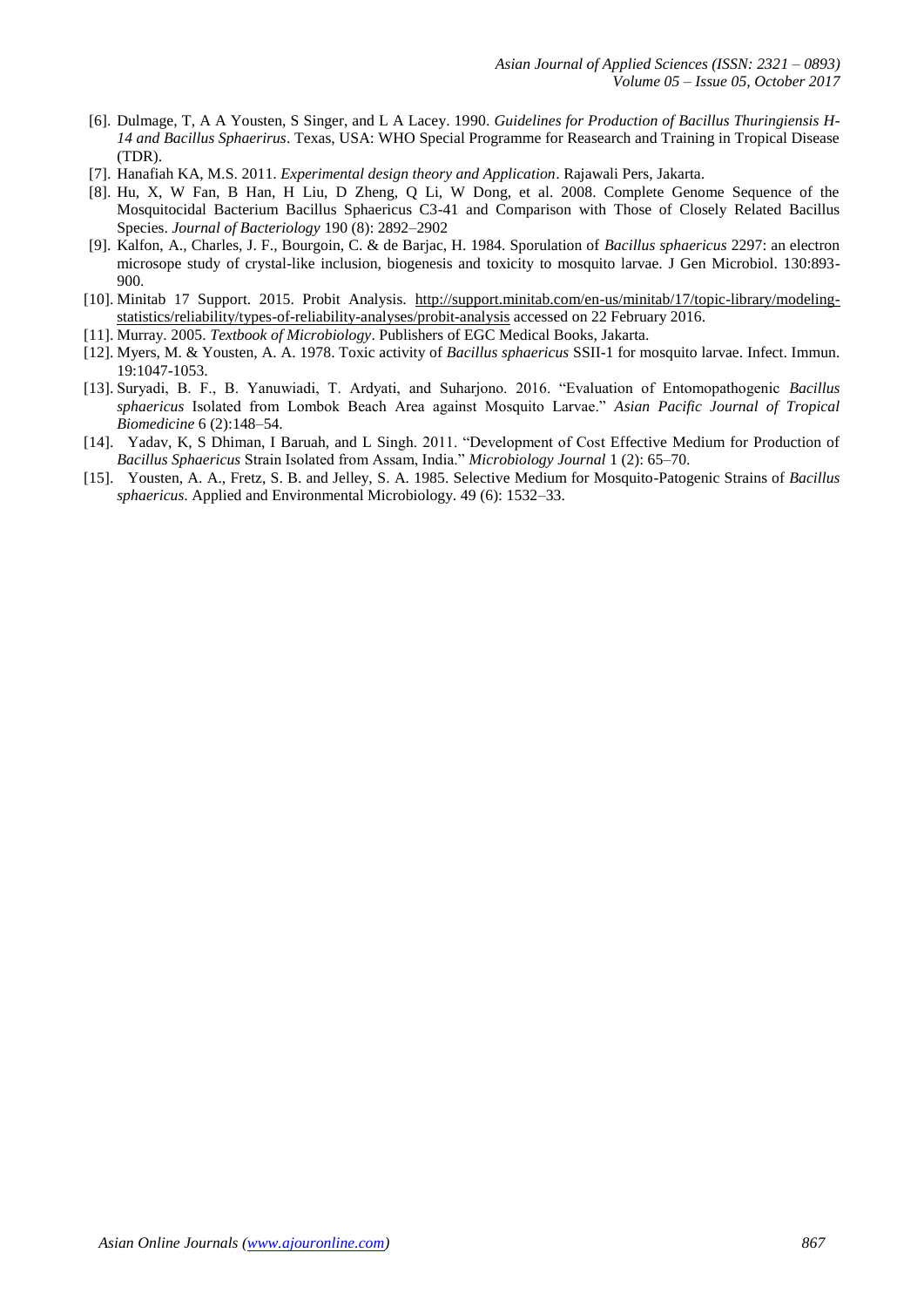[6]. Dulmage, T, A A Yousten, S Singer, and L A Lacey. 1990. *Guidelines for Production of Bacillus Thuringiensis H-14 and Bacillus Sphaerirus*. Texas, USA: WHO Special Programme for Reasearch and Training in Tropical Disease (TDR).

[7]. Hanafiah KA, M.S. 2011. *Experimental design theory and Application*. Rajawali Pers, Jakarta.

[8]. Hu, X, W Fan, B Han, H Liu, D Zheng, Q Li, W Dong, et al. 2008. Complete Genome Sequence of the Mosquitocidal Bacterium Bacillus Sphaericus C3-41 and Comparison with Those of Closely Related Bacillus Species. *Journal of Bacteriology* 190 (8): 2892–2902

[9]. Kalfon, A., Charles, J. F., Bourgoin, C. & de Barjac, H. 1984. Sporulation of *Bacillus sphaericus* 2297: an electron microsope study of crystal-like inclusion, biogenesis and toxicity to mosquito larvae. J Gen Microbiol. 130:893-900.

[10]. Minitab 17 Support. 2015. Probit Analysis. http://support.minitab.com/en-us/minitab/17/topic-library/modeling-statistics/reliability/types-of-reliability-analyses/probit-analysis accessed on 22 February 2016.

[11]. Murray. 2005. *Textbook of Microbiology*. Publishers of EGC Medical Books, Jakarta.

[12]. Myers, M. & Yousten, A. A. 1978. Toxic activity of *Bacillus sphaericus* SSII-1 for mosquito larvae. Infect. Immun. 19:1047-1053.

[13]. Suryadi, B. F., B. Yanuwiadi, T. Ardyati, and Suharjono. 2016. "Evaluation of Entomopathogenic *Bacillus sphaericus* Isolated from Lombok Beach Area against Mosquito Larvae." *Asian Pacific Journal of Tropical Biomedicine* 6 (2):148–54.

[14]. Yadav, K, S Dhiman, I Baruah, and L Singh. 2011. "Development of Cost Effective Medium for Production of *Bacillus Sphaericus* Strain Isolated from Assam, India." *Microbiology Journal* 1 (2): 65–70.

[15]. Yousten, A. A., Fretz, S. B. and Jelley, S. A. 1985. Selective Medium for Mosquito-Patogenic Strains of *Bacillus sphaericus*. Applied and Environmental Microbiology. 49 (6): 1532–33.